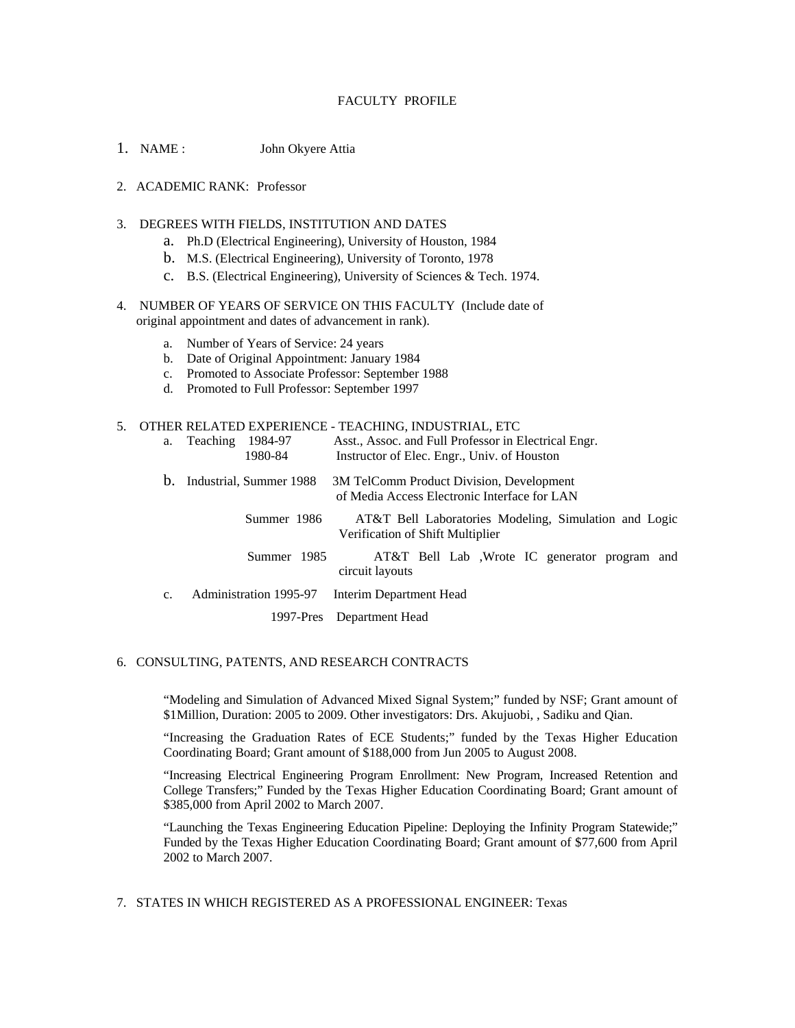# FACULTY PROFILE

1. NAME : John Okyere Attia

2. ACADEMIC RANK: Professor

3. DEGREES WITH FIELDS, INSTITUTION AND DATES
    a. Ph.D (Electrical Engineering), University of Houston, 1984
    b. M.S. (Electrical Engineering), University of Toronto, 1978
    c. B.S. (Electrical Engineering), University of Sciences & Tech. 1974.

4. NUMBER OF YEARS OF SERVICE ON THIS FACULTY (Include date of original appointment and dates of advancement in rank).
    a. Number of Years of Service: 24 years
    b. Date of Original Appointment: January 1984
    c. Promoted to Associate Professor: September 1988
    d. Promoted to Full Professor: September 1997

5. OTHER RELATED EXPERIENCE - TEACHING, INDUSTRIAL, ETC
    a. Teaching 1984-97 Asst., Assoc. and Full Professor in Electrical Engr.
       1980-84 Instructor of Elec. Engr., Univ. of Houston
    b. Industrial, Summer 1988 3M TelComm Product Division, Development of Media Access Electronic Interface for LAN
       Summer 1986 AT&T Bell Laboratories Modeling, Simulation and Logic Verification of Shift Multiplier
       Summer 1985 AT&T Bell Lab ,Wrote IC generator program and circuit layouts
    c. Administration 1995-97 Interim Department Head
       1997-Pres Department Head

6. CONSULTING, PATENTS, AND RESEARCH CONTRACTS

   "Modeling and Simulation of Advanced Mixed Signal System;" funded by NSF; Grant amount of $1Million, Duration: 2005 to 2009. Other investigators: Drs. Akujuobi, , Sadiku and Qian.

   "Increasing the Graduation Rates of ECE Students;" funded by the Texas Higher Education Coordinating Board; Grant amount of $188,000 from Jun 2005 to August 2008.

   "Increasing Electrical Engineering Program Enrollment: New Program, Increased Retention and College Transfers;" Funded by the Texas Higher Education Coordinating Board; Grant amount of $385,000 from April 2002 to March 2007.

   "Launching the Texas Engineering Education Pipeline: Deploying the Infinity Program Statewide;" Funded by the Texas Higher Education Coordinating Board; Grant amount of $77,600 from April 2002 to March 2007.

7. STATES IN WHICH REGISTERED AS A PROFESSIONAL ENGINEER: Texas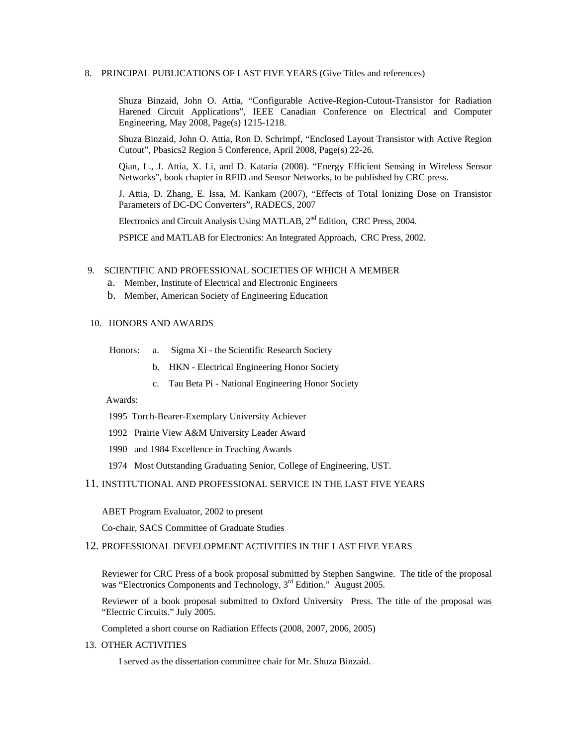8. PRINCIPAL PUBLICATIONS OF LAST FIVE YEARS (Give Titles and references)

Shuza Binzaid, John O. Attia, “Configurable Active-Region-Cutout-Transistor for Radiation Harened Circuit Applications”, IEEE Canadian Conference on Electrical and Computer Engineering, May 2008, Page(s) 1215-1218.

Shuza Binzaid, John O. Attia, Ron D. Schrimpf, “Enclosed Layout Transistor with Active Region Cutout”, Pbasics2 Region 5 Conference, April 2008, Page(s) 22-26.

Qian, L., J. Attia, X. Li, and D. Kataria (2008). “Energy Efficient Sensing in Wireless Sensor Networks”, book chapter in RFID and Sensor Networks, to be published by CRC press.

J. Attia, D. Zhang, E. Issa, M. Kankam (2007), “Effects of Total Ionizing Dose on Transistor Parameters of DC-DC Converters”, RADECS, 2007

Electronics and Circuit Analysis Using MATLAB, 2nd Edition, CRC Press, 2004.

PSPICE and MATLAB for Electronics: An Integrated Approach, CRC Press, 2002.

9. SCIENTIFIC AND PROFESSIONAL SOCIETIES OF WHICH A MEMBER
   a. Member, Institute of Electrical and Electronic Engineers
   b. Member, American Society of Engineering Education

10. HONORS AND AWARDS

Honors:
   a. Sigma Xi - the Scientific Research Society
   b. HKN - Electrical Engineering Honor Society
   c. Tau Beta Pi - National Engineering Honor Society

Awards:

1995 Torch-Bearer-Exemplary University Achiever

1992 Prairie View A&M University Leader Award

1990 and 1984 Excellence in Teaching Awards

1974 Most Outstanding Graduating Senior, College of Engineering, UST.

11. INSTITUTIONAL AND PROFESSIONAL SERVICE IN THE LAST FIVE YEARS

ABET Program Evaluator, 2002 to present

Co-chair, SACS Committee of Graduate Studies

12. PROFESSIONAL DEVELOPMENT ACTIVITIES IN THE LAST FIVE YEARS

Reviewer for CRC Press of a book proposal submitted by Stephen Sangwine. The title of the proposal was “Electronics Components and Technology, 3rd Edition.” August 2005.

Reviewer of a book proposal submitted to Oxford University Press. The title of the proposal was “Electric Circuits.” July 2005.

Completed a short course on Radiation Effects (2008, 2007, 2006, 2005)

13. OTHER ACTIVITIES

I served as the dissertation committee chair for Mr. Shuza Binzaid.